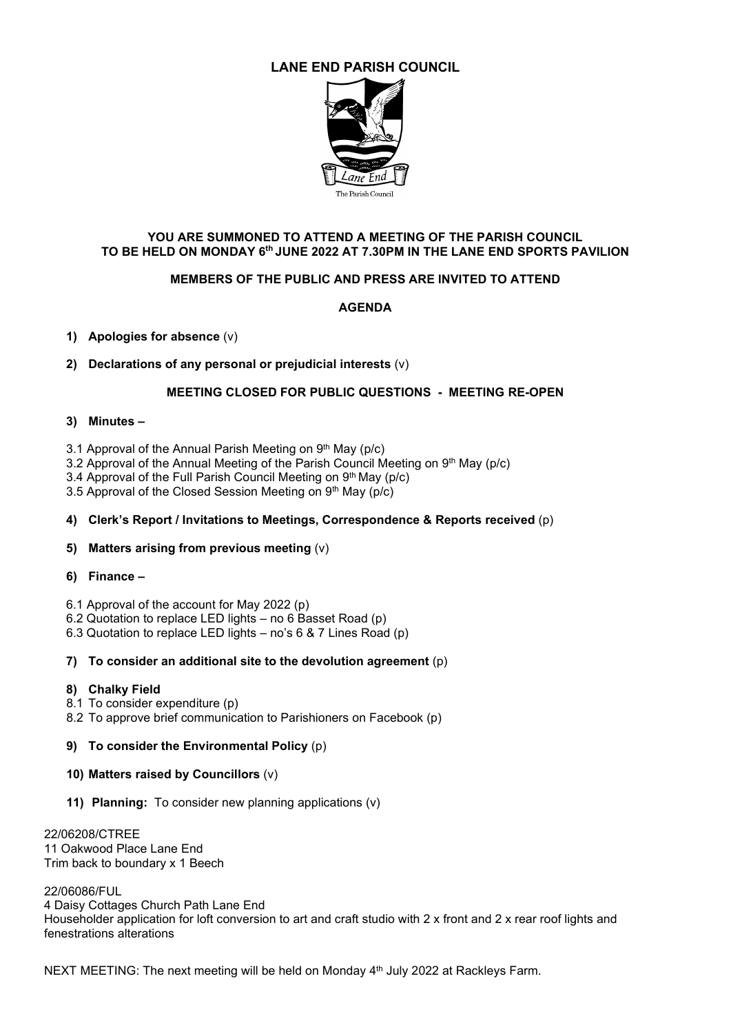# LANE END PARISH COUNCIL

**YOU ARE SUMMONED TO ATTEND A MEETING OF THE PARISH COUNCIL TO BE HELD ON MONDAY 6th JUNE 2022 AT 7.30PM IN THE LANE END SPORTS PAVILION**

**MEMBERS OF THE PUBLIC AND PRESS ARE INVITED TO ATTEND**

## AGENDA

1) **Apologies for absence** (v)

2) **Declarations of any personal or prejudicial interests** (v)

**MEETING CLOSED FOR PUBLIC QUESTIONS - MEETING RE-OPEN**

3) **Minutes –**

3.1 Approval of the Annual Parish Meeting on 9th May (p/c)
3.2 Approval of the Annual Meeting of the Parish Council Meeting on 9th May (p/c)
3.4 Approval of the Full Parish Council Meeting on 9th May (p/c)
3.5 Approval of the Closed Session Meeting on 9th May (p/c)

4) **Clerk's Report / Invitations to Meetings, Correspondence & Reports received** (p)

5) **Matters arising from previous meeting** (v)

6) **Finance –**

6.1 Approval of the account for May 2022 (p)
6.2 Quotation to replace LED lights – no 6 Basset Road (p)
6.3 Quotation to replace LED lights – no's 6 & 7 Lines Road (p)

7) **To consider an additional site to the devolution agreement** (p)

8) **Chalky Field**
8.1 To consider expenditure (p)
8.2 To approve brief communication to Parishioners on Facebook (p)

9) **To consider the Environmental Policy** (p)

10) **Matters raised by Councillors** (v)

11) **Planning:** To consider new planning applications (v)

22/06208/CTREE
11 Oakwood Place Lane End
Trim back to boundary x 1 Beech

22/06086/FUL
4 Daisy Cottages Church Path Lane End
Householder application for loft conversion to art and craft studio with 2 x front and 2 x rear roof lights and fenestrations alterations

NEXT MEETING: The next meeting will be held on Monday 4th July 2022 at Rackleys Farm.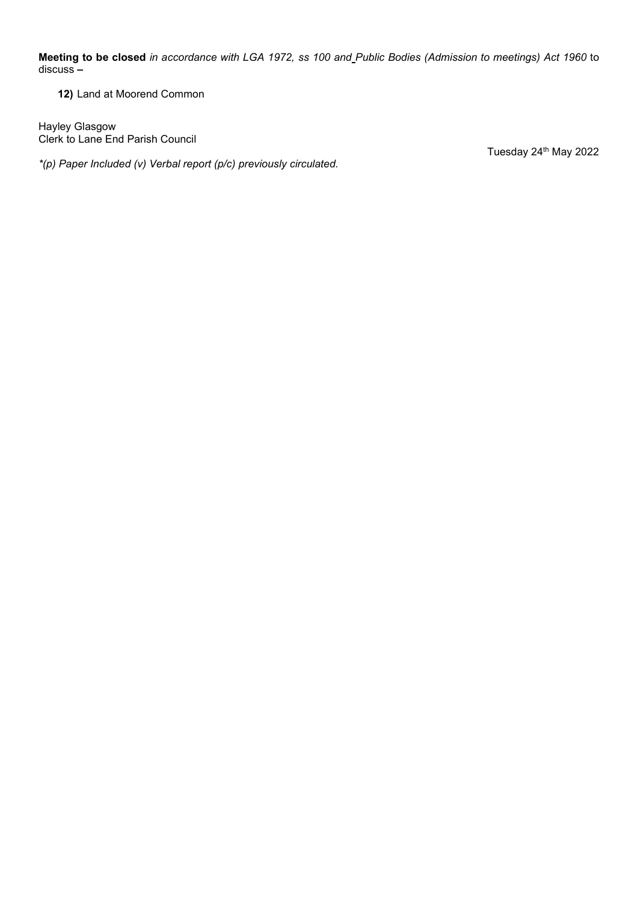**Meeting to be closed** *in accordance with LGA 1972, ss 100 and Public Bodies (Admission to meetings) Act 1960* to discuss **–**

**12)** Land at Moorend Common

Hayley Glasgow
Clerk to Lane End Parish Council

Tuesday 24th May 2022

*\*(p) Paper Included (v) Verbal report (p/c) previously circulated.*